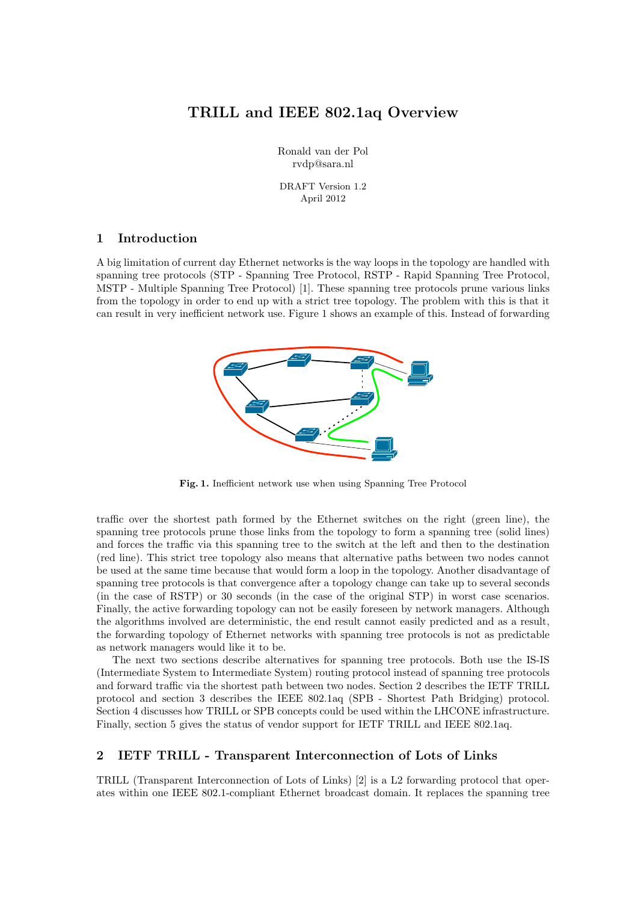# TRILL and IEEE 802.1aq Overview

Ronald van der Pol
rvdp@sara.nl

DRAFT Version 1.2
April 2012

## 1 Introduction

A big limitation of current day Ethernet networks is the way loops in the topology are handled with spanning tree protocols (STP - Spanning Tree Protocol, RSTP - Rapid Spanning Tree Protocol, MSTP - Multiple Spanning Tree Protocol) [1]. These spanning tree protocols prune various links from the topology in order to end up with a strict tree topology. The problem with this is that it can result in very inefficient network use. Figure 1 shows an example of this. Instead of forwarding

**Fig. 1.** Inefficient network use when using Spanning Tree Protocol

traffic over the shortest path formed by the Ethernet switches on the right (green line), the spanning tree protocols prune those links from the topology to form a spanning tree (solid lines) and forces the traffic via this spanning tree to the switch at the left and then to the destination (red line). This strict tree topology also means that alternative paths between two nodes cannot be used at the same time because that would form a loop in the topology. Another disadvantage of spanning tree protocols is that convergence after a topology change can take up to several seconds (in the case of RSTP) or 30 seconds (in the case of the original STP) in worst case scenarios. Finally, the active forwarding topology can not be easily foreseen by network managers. Although the algorithms involved are deterministic, the end result cannot easily predicted and as a result, the forwarding topology of Ethernet networks with spanning tree protocols is not as predictable as network managers would like it to be.

The next two sections describe alternatives for spanning tree protocols. Both use the IS-IS (Intermediate System to Intermediate System) routing protocol instead of spanning tree protocols and forward traffic via the shortest path between two nodes. Section 2 describes the IETF TRILL protocol and section 3 describes the IEEE 802.1aq (SPB - Shortest Path Bridging) protocol. Section 4 discusses how TRILL or SPB concepts could be used within the LHCONE infrastructure. Finally, section 5 gives the status of vendor support for IETF TRILL and IEEE 802.1aq.

## 2 IETF TRILL - Transparent Interconnection of Lots of Links

TRILL (Transparent Interconnection of Lots of Links) [2] is a L2 forwarding protocol that operates within one IEEE 802.1-compliant Ethernet broadcast domain. It replaces the spanning tree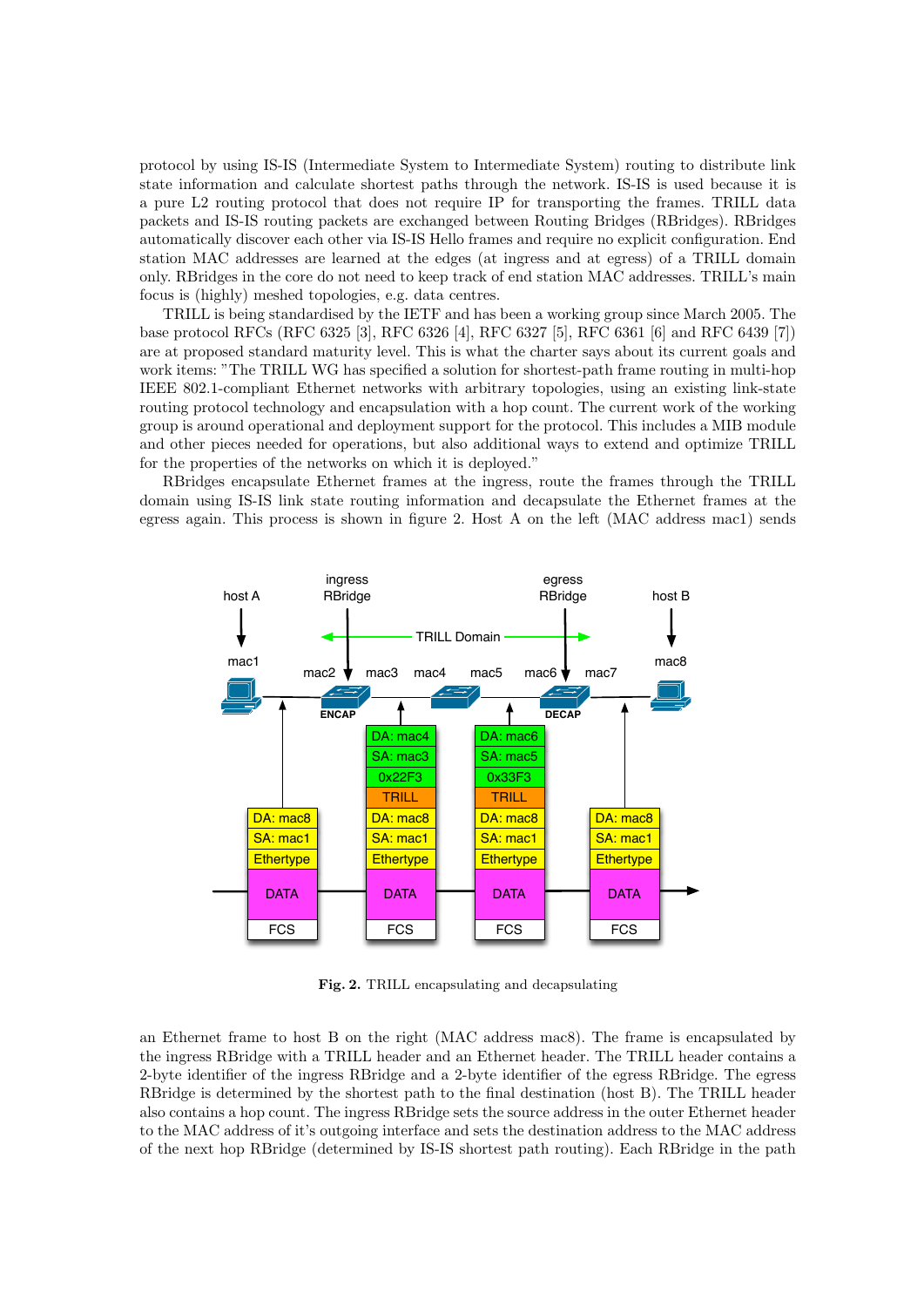protocol by using IS-IS (Intermediate System to Intermediate System) routing to distribute link state information and calculate shortest paths through the network. IS-IS is used because it is a pure L2 routing protocol that does not require IP for transporting the frames. TRILL data packets and IS-IS routing packets are exchanged between Routing Bridges (RBridges). RBridges automatically discover each other via IS-IS Hello frames and require no explicit configuration. End station MAC addresses are learned at the edges (at ingress and at egress) of a TRILL domain only. RBridges in the core do not need to keep track of end station MAC addresses. TRILL's main focus is (highly) meshed topologies, e.g. data centres.

TRILL is being standardised by the IETF and has been a working group since March 2005. The base protocol RFCs (RFC 6325 [3], RFC 6326 [4], RFC 6327 [5], RFC 6361 [6] and RFC 6439 [7]) are at proposed standard maturity level. This is what the charter says about its current goals and work items: "The TRILL WG has specified a solution for shortest-path frame routing in multi-hop IEEE 802.1-compliant Ethernet networks with arbitrary topologies, using an existing link-state routing protocol technology and encapsulation with a hop count. The current work of the working group is around operational and deployment support for the protocol. This includes a MIB module and other pieces needed for operations, but also additional ways to extend and optimize TRILL for the properties of the networks on which it is deployed."

RBridges encapsulate Ethernet frames at the ingress, route the frames through the TRILL domain using IS-IS link state routing information and decapsulate the Ethernet frames at the egress again. This process is shown in figure 2. Host A on the left (MAC address mac1) sends

**Fig. 2.** TRILL encapsulating and decapsulating

an Ethernet frame to host B on the right (MAC address mac8). The frame is encapsulated by the ingress RBridge with a TRILL header and an Ethernet header. The TRILL header contains a 2-byte identifier of the ingress RBridge and a 2-byte identifier of the egress RBridge. The egress RBridge is determined by the shortest path to the final destination (host B). The TRILL header also contains a hop count. The ingress RBridge sets the source address in the outer Ethernet header to the MAC address of it's outgoing interface and sets the destination address to the MAC address of the next hop RBridge (determined by IS-IS shortest path routing). Each RBridge in the path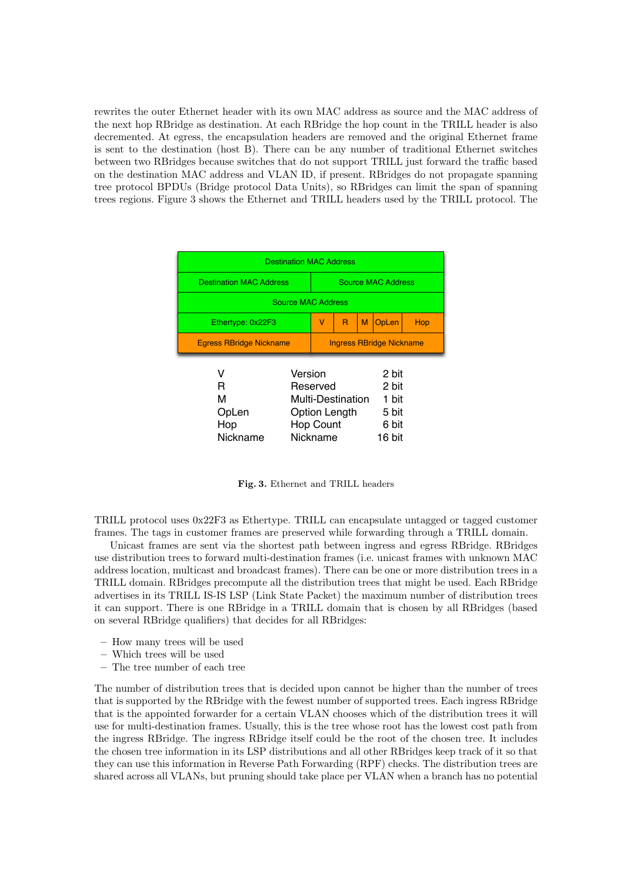rewrites the outer Ethernet header with its own MAC address as source and the MAC address of the next hop RBridge as destination. At each RBridge the hop count in the TRILL header is also decremented. At egress, the encapsulation headers are removed and the original Ethernet frame is sent to the destination (host B). There can be any number of traditional Ethernet switches between two RBridges because switches that do not support TRILL just forward the traffic based on the destination MAC address and VLAN ID, if present. RBridges do not propagate spanning tree protocol BPDUs (Bridge protocol Data Units), so RBridges can limit the span of spanning trees regions. Figure 3 shows the Ethernet and TRILL headers used by the TRILL protocol. The

| Destination MAC Address | | | | | |
|---|---|---|---|---|---|
| Destination MAC Address | Source MAC Address | | | | |
| Source MAC Address | | | | | |
| Ethertype: 0x22F3 | V | R | M | OpLen | Hop |
| Egress RBridge Nickname | Ingress RBridge Nickname | | | | |

| | | |
|---|---|---|
| V | Version | 2 bit |
| R | Reserved | 2 bit |
| M | Multi-Destination | 1 bit |
| OpLen | Option Length | 5 bit |
| Hop | Hop Count | 6 bit |
| Nickname | Nickname | 16 bit |

**Fig. 3.** Ethernet and TRILL headers

TRILL protocol uses 0x22F3 as Ethertype. TRILL can encapsulate untagged or tagged customer frames. The tags in customer frames are preserved while forwarding through a TRILL domain.

Unicast frames are sent via the shortest path between ingress and egress RBridge. RBridges use distribution trees to forward multi-destination frames (i.e. unicast frames with unknown MAC address location, multicast and broadcast frames). There can be one or more distribution trees in a TRILL domain. RBridges precompute all the distribution trees that might be used. Each RBridge advertises in its TRILL IS-IS LSP (Link State Packet) the maximum number of distribution trees it can support. There is one RBridge in a TRILL domain that is chosen by all RBridges (based on several RBridge qualifiers) that decides for all RBridges:

- How many trees will be used
- Which trees will be used
- The tree number of each tree

The number of distribution trees that is decided upon cannot be higher than the number of trees that is supported by the RBridge with the fewest number of supported trees. Each ingress RBridge that is the appointed forwarder for a certain VLAN chooses which of the distribution trees it will use for multi-destination frames. Usually, this is the tree whose root has the lowest cost path from the ingress RBridge. The ingress RBridge itself could be the root of the chosen tree. It includes the chosen tree information in its LSP distributions and all other RBridges keep track of it so that they can use this information in Reverse Path Forwarding (RPF) checks. The distribution trees are shared across all VLANs, but pruning should take place per VLAN when a branch has no potential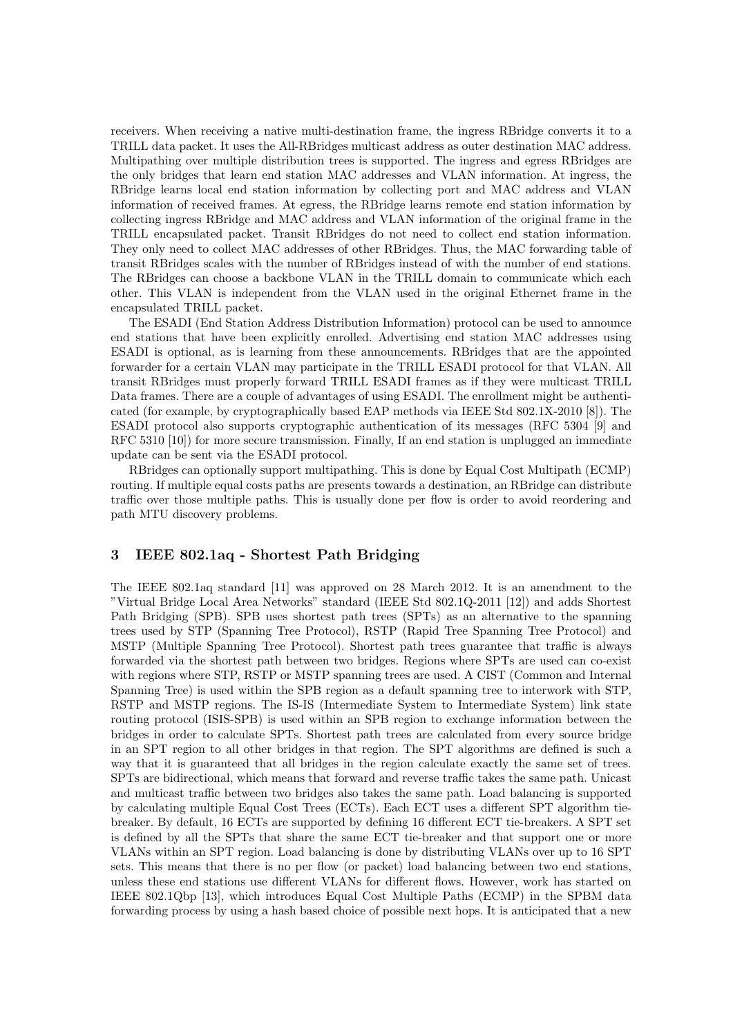receivers. When receiving a native multi-destination frame, the ingress RBridge converts it to a TRILL data packet. It uses the All-RBridges multicast address as outer destination MAC address. Multipathing over multiple distribution trees is supported. The ingress and egress RBridges are the only bridges that learn end station MAC addresses and VLAN information. At ingress, the RBridge learns local end station information by collecting port and MAC address and VLAN information of received frames. At egress, the RBridge learns remote end station information by collecting ingress RBridge and MAC address and VLAN information of the original frame in the TRILL encapsulated packet. Transit RBridges do not need to collect end station information. They only need to collect MAC addresses of other RBridges. Thus, the MAC forwarding table of transit RBridges scales with the number of RBridges instead of with the number of end stations. The RBridges can choose a backbone VLAN in the TRILL domain to communicate which each other. This VLAN is independent from the VLAN used in the original Ethernet frame in the encapsulated TRILL packet.

The ESADI (End Station Address Distribution Information) protocol can be used to announce end stations that have been explicitly enrolled. Advertising end station MAC addresses using ESADI is optional, as is learning from these announcements. RBridges that are the appointed forwarder for a certain VLAN may participate in the TRILL ESADI protocol for that VLAN. All transit RBridges must properly forward TRILL ESADI frames as if they were multicast TRILL Data frames. There are a couple of advantages of using ESADI. The enrollment might be authenticated (for example, by cryptographically based EAP methods via IEEE Std 802.1X-2010 [8]). The ESADI protocol also supports cryptographic authentication of its messages (RFC 5304 [9] and RFC 5310 [10]) for more secure transmission. Finally, If an end station is unplugged an immediate update can be sent via the ESADI protocol.

RBridges can optionally support multipathing. This is done by Equal Cost Multipath (ECMP) routing. If multiple equal costs paths are presents towards a destination, an RBridge can distribute traffic over those multiple paths. This is usually done per flow is order to avoid reordering and path MTU discovery problems.

## 3 IEEE 802.1aq - Shortest Path Bridging

The IEEE 802.1aq standard [11] was approved on 28 March 2012. It is an amendment to the "Virtual Bridge Local Area Networks" standard (IEEE Std 802.1Q-2011 [12]) and adds Shortest Path Bridging (SPB). SPB uses shortest path trees (SPTs) as an alternative to the spanning trees used by STP (Spanning Tree Protocol), RSTP (Rapid Tree Spanning Tree Protocol) and MSTP (Multiple Spanning Tree Protocol). Shortest path trees guarantee that traffic is always forwarded via the shortest path between two bridges. Regions where SPTs are used can co-exist with regions where STP, RSTP or MSTP spanning trees are used. A CIST (Common and Internal Spanning Tree) is used within the SPB region as a default spanning tree to interwork with STP, RSTP and MSTP regions. The IS-IS (Intermediate System to Intermediate System) link state routing protocol (ISIS-SPB) is used within an SPB region to exchange information between the bridges in order to calculate SPTs. Shortest path trees are calculated from every source bridge in an SPT region to all other bridges in that region. The SPT algorithms are defined is such a way that it is guaranteed that all bridges in the region calculate exactly the same set of trees. SPTs are bidirectional, which means that forward and reverse traffic takes the same path. Unicast and multicast traffic between two bridges also takes the same path. Load balancing is supported by calculating multiple Equal Cost Trees (ECTs). Each ECT uses a different SPT algorithm tie-breaker. By default, 16 ECTs are supported by defining 16 different ECT tie-breakers. A SPT set is defined by all the SPTs that share the same ECT tie-breaker and that support one or more VLANs within an SPT region. Load balancing is done by distributing VLANs over up to 16 SPT sets. This means that there is no per flow (or packet) load balancing between two end stations, unless these end stations use different VLANs for different flows. However, work has started on IEEE 802.1Qbp [13], which introduces Equal Cost Multiple Paths (ECMP) in the SPBM data forwarding process by using a hash based choice of possible next hops. It is anticipated that a new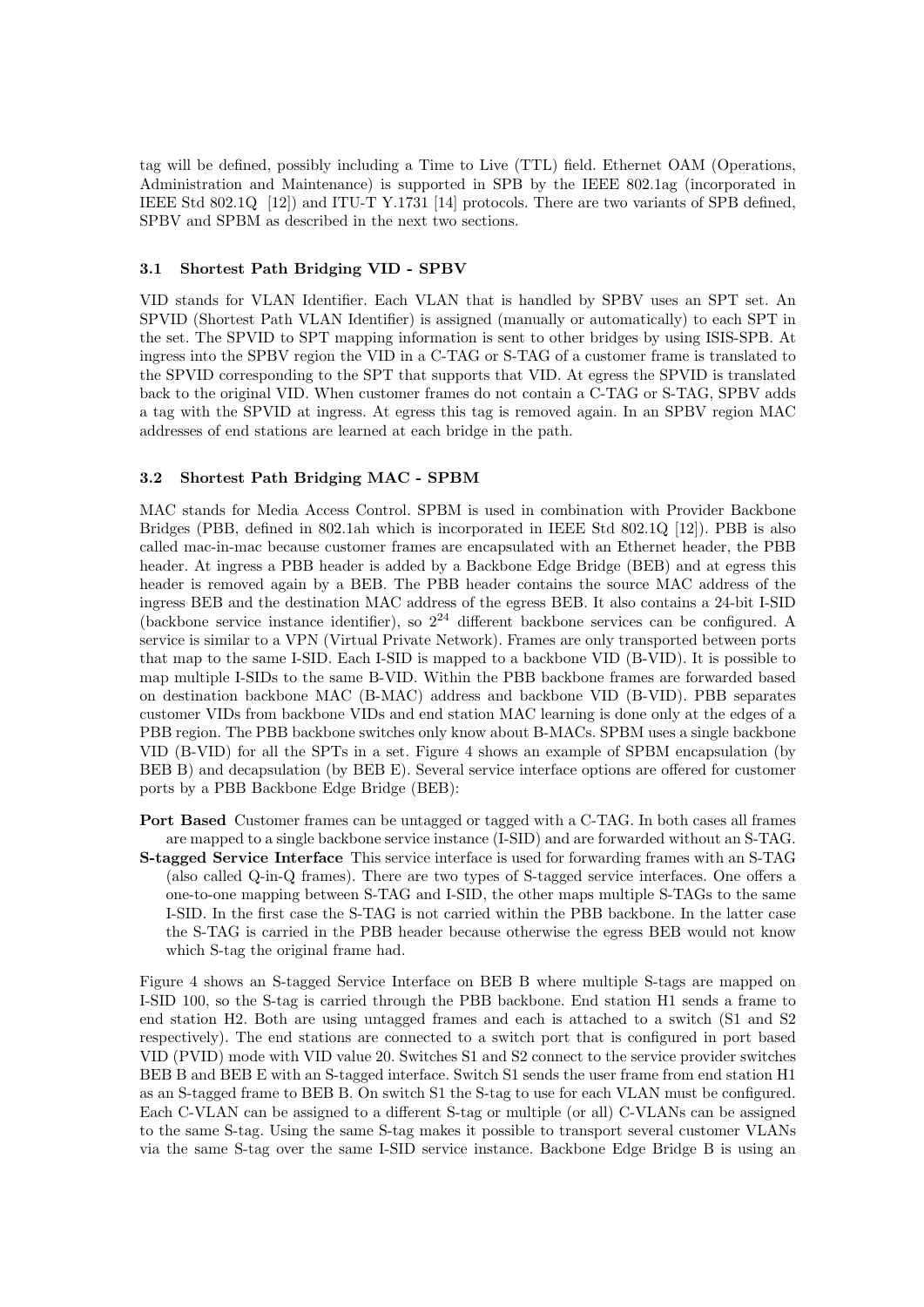tag will be defined, possibly including a Time to Live (TTL) field. Ethernet OAM (Operations, Administration and Maintenance) is supported in SPB by the IEEE 802.1ag (incorporated in IEEE Std 802.1Q [12]) and ITU-T Y.1731 [14] protocols. There are two variants of SPB defined, SPBV and SPBM as described in the next two sections.

### 3.1 Shortest Path Bridging VID - SPBV

VID stands for VLAN Identifier. Each VLAN that is handled by SPBV uses an SPT set. An SPVID (Shortest Path VLAN Identifier) is assigned (manually or automatically) to each SPT in the set. The SPVID to SPT mapping information is sent to other bridges by using ISIS-SPB. At ingress into the SPBV region the VID in a C-TAG or S-TAG of a customer frame is translated to the SPVID corresponding to the SPT that supports that VID. At egress the SPVID is translated back to the original VID. When customer frames do not contain a C-TAG or S-TAG, SPBV adds a tag with the SPVID at ingress. At egress this tag is removed again. In an SPBV region MAC addresses of end stations are learned at each bridge in the path.

### 3.2 Shortest Path Bridging MAC - SPBM

MAC stands for Media Access Control. SPBM is used in combination with Provider Backbone Bridges (PBB, defined in 802.1ah which is incorporated in IEEE Std 802.1Q [12]). PBB is also called mac-in-mac because customer frames are encapsulated with an Ethernet header, the PBB header. At ingress a PBB header is added by a Backbone Edge Bridge (BEB) and at egress this header is removed again by a BEB. The PBB header contains the source MAC address of the ingress BEB and the destination MAC address of the egress BEB. It also contains a 24-bit I-SID (backbone service instance identifier), so $2^{24}$ different backbone services can be configured. A service is similar to a VPN (Virtual Private Network). Frames are only transported between ports that map to the same I-SID. Each I-SID is mapped to a backbone VID (B-VID). It is possible to map multiple I-SIDs to the same B-VID. Within the PBB backbone frames are forwarded based on destination backbone MAC (B-MAC) address and backbone VID (B-VID). PBB separates customer VIDs from backbone VIDs and end station MAC learning is done only at the edges of a PBB region. The PBB backbone switches only know about B-MACs. SPBM uses a single backbone VID (B-VID) for all the SPTs in a set. Figure 4 shows an example of SPBM encapsulation (by BEB B) and decapsulation (by BEB E). Several service interface options are offered for customer ports by a PBB Backbone Edge Bridge (BEB):

**Port Based** Customer frames can be untagged or tagged with a C-TAG. In both cases all frames are mapped to a single backbone service instance (I-SID) and are forwarded without an S-TAG.

**S-tagged Service Interface** This service interface is used for forwarding frames with an S-TAG (also called Q-in-Q frames). There are two types of S-tagged service interfaces. One offers a one-to-one mapping between S-TAG and I-SID, the other maps multiple S-TAGs to the same I-SID. In the first case the S-TAG is not carried within the PBB backbone. In the latter case the S-TAG is carried in the PBB header because otherwise the egress BEB would not know which S-tag the original frame had.

Figure 4 shows an S-tagged Service Interface on BEB B where multiple S-tags are mapped on I-SID 100, so the S-tag is carried through the PBB backbone. End station H1 sends a frame to end station H2. Both are using untagged frames and each is attached to a switch (S1 and S2 respectively). The end stations are connected to a switch port that is configured in port based VID (PVID) mode with VID value 20. Switches S1 and S2 connect to the service provider switches BEB B and BEB E with an S-tagged interface. Switch S1 sends the user frame from end station H1 as an S-tagged frame to BEB B. On switch S1 the S-tag to use for each VLAN must be configured. Each C-VLAN can be assigned to a different S-tag or multiple (or all) C-VLANs can be assigned to the same S-tag. Using the same S-tag makes it possible to transport several customer VLANs via the same S-tag over the same I-SID service instance. Backbone Edge Bridge B is using an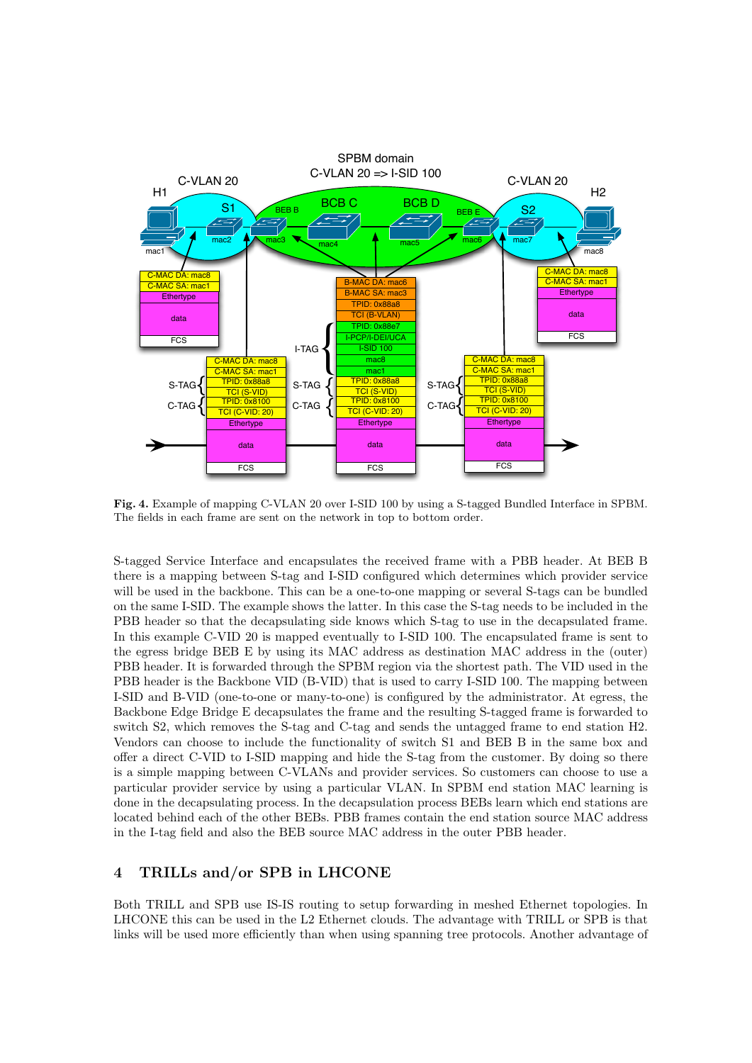**Fig. 4.** Example of mapping C-VLAN 20 over I-SID 100 by using a S-tagged Bundled Interface in SPBM. The fields in each frame are sent on the network in top to bottom order.

S-tagged Service Interface and encapsulates the received frame with a PBB header. At BEB B there is a mapping between S-tag and I-SID configured which determines which provider service will be used in the backbone. This can be a one-to-one mapping or several S-tags can be bundled on the same I-SID. The example shows the latter. In this case the S-tag needs to be included in the PBB header so that the decapsulating side knows which S-tag to use in the decapsulated frame. In this example C-VID 20 is mapped eventually to I-SID 100. The encapsulated frame is sent to the egress bridge BEB E by using its MAC address as destination MAC address in the (outer) PBB header. It is forwarded through the SPBM region via the shortest path. The VID used in the PBB header is the Backbone VID (B-VID) that is used to carry I-SID 100. The mapping between I-SID and B-VID (one-to-one or many-to-one) is configured by the administrator. At egress, the Backbone Edge Bridge E decapsulates the frame and the resulting S-tagged frame is forwarded to switch S2, which removes the S-tag and C-tag and sends the untagged frame to end station H2. Vendors can choose to include the functionality of switch S1 and BEB B in the same box and offer a direct C-VID to I-SID mapping and hide the S-tag from the customer. By doing so there is a simple mapping between C-VLANs and provider services. So customers can choose to use a particular provider service by using a particular VLAN. In SPBM end station MAC learning is done in the decapsulating process. In the decapsulation process BEBs learn which end stations are located behind each of the other BEBs. PBB frames contain the end station source MAC address in the I-tag field and also the BEB source MAC address in the outer PBB header.

## 4 TRILLs and/or SPB in LHCONE

Both TRILL and SPB use IS-IS routing to setup forwarding in meshed Ethernet topologies. In LHCONE this can be used in the L2 Ethernet clouds. The advantage with TRILL or SPB is that links will be used more efficiently than when using spanning tree protocols. Another advantage of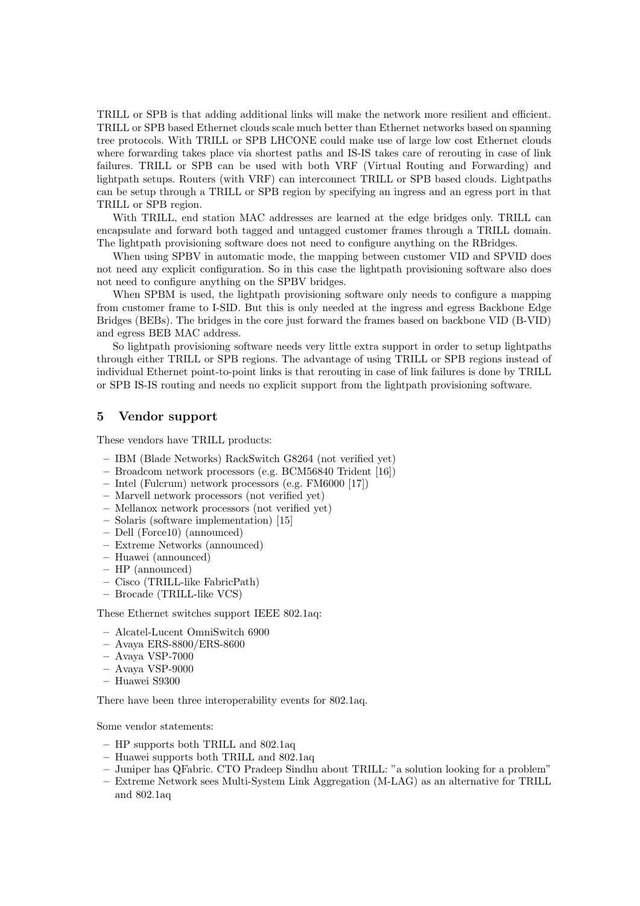TRILL or SPB is that adding additional links will make the network more resilient and efficient. TRILL or SPB based Ethernet clouds scale much better than Ethernet networks based on spanning tree protocols. With TRILL or SPB LHCONE could make use of large low cost Ethernet clouds where forwarding takes place via shortest paths and IS-IS takes care of rerouting in case of link failures. TRILL or SPB can be used with both VRF (Virtual Routing and Forwarding) and lightpath setups. Routers (with VRF) can interconnect TRILL or SPB based clouds. Lightpaths can be setup through a TRILL or SPB region by specifying an ingress and an egress port in that TRILL or SPB region.

With TRILL, end station MAC addresses are learned at the edge bridges only. TRILL can encapsulate and forward both tagged and untagged customer frames through a TRILL domain. The lightpath provisioning software does not need to configure anything on the RBridges.

When using SPBV in automatic mode, the mapping between customer VID and SPVID does not need any explicit configuration. So in this case the lightpath provisioning software also does not need to configure anything on the SPBV bridges.

When SPBM is used, the lightpath provisioning software only needs to configure a mapping from customer frame to I-SID. But this is only needed at the ingress and egress Backbone Edge Bridges (BEBs). The bridges in the core just forward the frames based on backbone VID (B-VID) and egress BEB MAC address.

So lightpath provisioning software needs very little extra support in order to setup lightpaths through either TRILL or SPB regions. The advantage of using TRILL or SPB regions instead of individual Ethernet point-to-point links is that rerouting in case of link failures is done by TRILL or SPB IS-IS routing and needs no explicit support from the lightpath provisioning software.

## 5 Vendor support

These vendors have TRILL products:

- IBM (Blade Networks) RackSwitch G8264 (not verified yet)
- Broadcom network processors (e.g. BCM56840 Trident [16])
- Intel (Fulcrum) network processors (e.g. FM6000 [17])
- Marvell network processors (not verified yet)
- Mellanox network processors (not verified yet)
- Solaris (software implementation) [15]
- Dell (Force10) (announced)
- Extreme Networks (announced)
- Huawei (announced)
- HP (announced)
- Cisco (TRILL-like FabricPath)
- Brocade (TRILL-like VCS)

These Ethernet switches support IEEE 802.1aq:

- Alcatel-Lucent OmniSwitch 6900
- Avaya ERS-8800/ERS-8600
- Avaya VSP-7000
- Avaya VSP-9000
- Huawei S9300

There have been three interoperability events for 802.1aq.

Some vendor statements:

- HP supports both TRILL and 802.1aq
- Huawei supports both TRILL and 802.1aq
- Juniper has QFabric. CTO Pradeep Sindhu about TRILL: "a solution looking for a problem"
- Extreme Network sees Multi-System Link Aggregation (M-LAG) as an alternative for TRILL and 802.1aq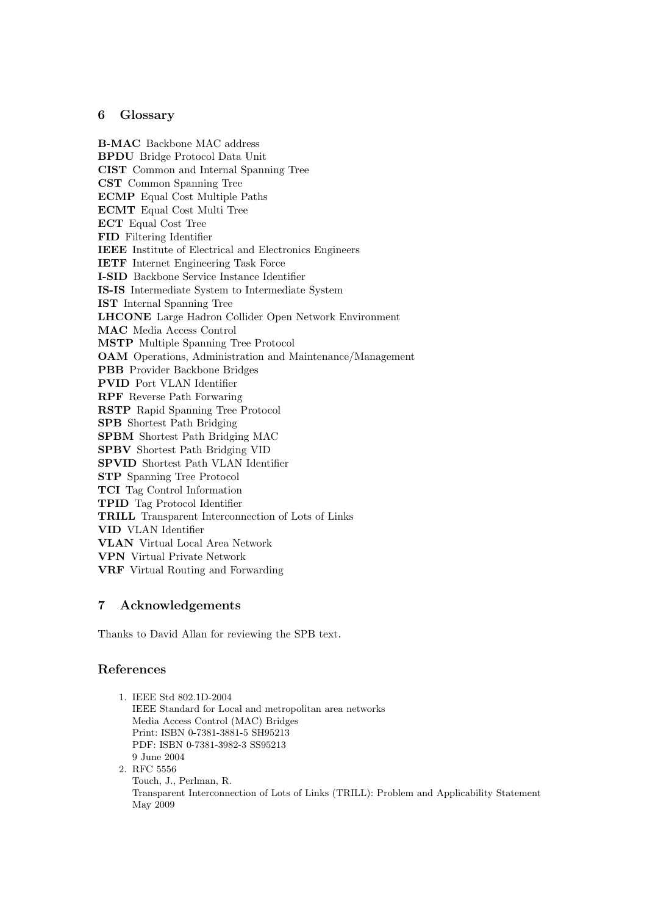## 6 Glossary

**B-MAC** Backbone MAC address
**BPDU** Bridge Protocol Data Unit
**CIST** Common and Internal Spanning Tree
**CST** Common Spanning Tree
**ECMP** Equal Cost Multiple Paths
**ECMT** Equal Cost Multi Tree
**ECT** Equal Cost Tree
**FID** Filtering Identifier
**IEEE** Institute of Electrical and Electronics Engineers
**IETF** Internet Engineering Task Force
**I-SID** Backbone Service Instance Identifier
**IS-IS** Intermediate System to Intermediate System
**IST** Internal Spanning Tree
**LHCONE** Large Hadron Collider Open Network Environment
**MAC** Media Access Control
**MSTP** Multiple Spanning Tree Protocol
**OAM** Operations, Administration and Maintenance/Management
**PBB** Provider Backbone Bridges
**PVID** Port VLAN Identifier
**RPF** Reverse Path Forwaring
**RSTP** Rapid Spanning Tree Protocol
**SPB** Shortest Path Bridging
**SPBM** Shortest Path Bridging MAC
**SPBV** Shortest Path Bridging VID
**SPVID** Shortest Path VLAN Identifier
**STP** Spanning Tree Protocol
**TCI** Tag Control Information
**TPID** Tag Protocol Identifier
**TRILL** Transparent Interconnection of Lots of Links
**VID** VLAN Identifier
**VLAN** Virtual Local Area Network
**VPN** Virtual Private Network
**VRF** Virtual Routing and Forwarding

## 7 Acknowledgements

Thanks to David Allan for reviewing the SPB text.

## References

1. IEEE Std 802.1D-2004
   IEEE Standard for Local and metropolitan area networks
   Media Access Control (MAC) Bridges
   Print: ISBN 0-7381-3881-5 SH95213
   PDF: ISBN 0-7381-3982-3 SS95213
   9 June 2004
2. RFC 5556
   Touch, J., Perlman, R.
   Transparent Interconnection of Lots of Links (TRILL): Problem and Applicability Statement
   May 2009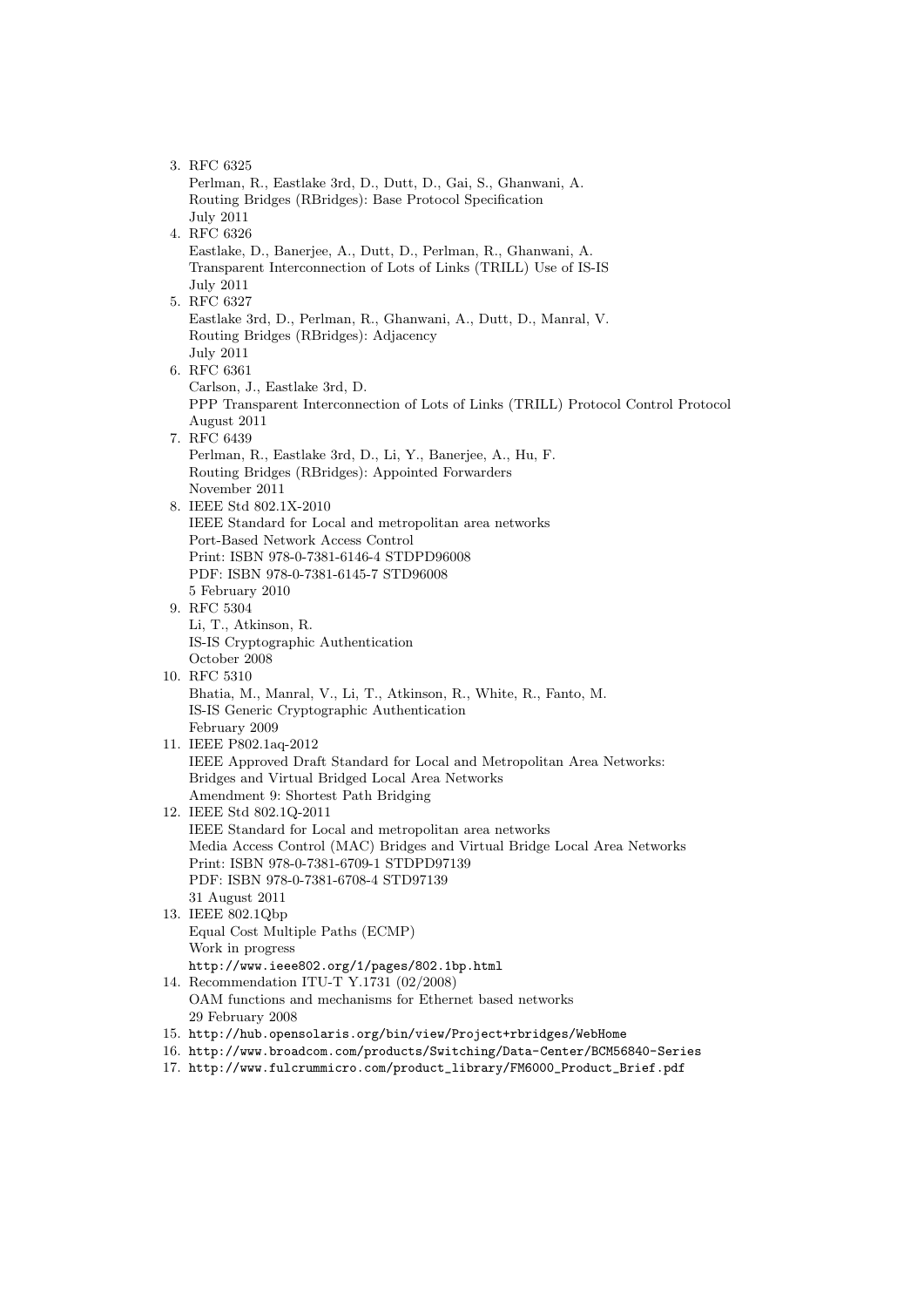3. RFC 6325  
   Perlman, R., Eastlake 3rd, D., Dutt, D., Gai, S., Ghanwani, A.  
   Routing Bridges (RBridges): Base Protocol Specification  
   July 2011
4. RFC 6326  
   Eastlake, D., Banerjee, A., Dutt, D., Perlman, R., Ghanwani, A.  
   Transparent Interconnection of Lots of Links (TRILL) Use of IS-IS  
   July 2011
5. RFC 6327  
   Eastlake 3rd, D., Perlman, R., Ghanwani, A., Dutt, D., Manral, V.  
   Routing Bridges (RBridges): Adjacency  
   July 2011
6. RFC 6361  
   Carlson, J., Eastlake 3rd, D.  
   PPP Transparent Interconnection of Lots of Links (TRILL) Protocol Control Protocol  
   August 2011
7. RFC 6439  
   Perlman, R., Eastlake 3rd, D., Li, Y., Banerjee, A., Hu, F.  
   Routing Bridges (RBridges): Appointed Forwarders  
   November 2011
8. IEEE Std 802.1X-2010  
   IEEE Standard for Local and metropolitan area networks  
   Port-Based Network Access Control  
   Print: ISBN 978-0-7381-6146-4 STDPD96008  
   PDF: ISBN 978-0-7381-6145-7 STD96008  
   5 February 2010
9. RFC 5304  
   Li, T., Atkinson, R.  
   IS-IS Cryptographic Authentication  
   October 2008
10. RFC 5310  
    Bhatia, M., Manral, V., Li, T., Atkinson, R., White, R., Fanto, M.  
    IS-IS Generic Cryptographic Authentication  
    February 2009
11. IEEE P802.1aq-2012  
    IEEE Approved Draft Standard for Local and Metropolitan Area Networks:  
    Bridges and Virtual Bridged Local Area Networks  
    Amendment 9: Shortest Path Bridging
12. IEEE Std 802.1Q-2011  
    IEEE Standard for Local and metropolitan area networks  
    Media Access Control (MAC) Bridges and Virtual Bridge Local Area Networks  
    Print: ISBN 978-0-7381-6709-1 STDPD97139  
    PDF: ISBN 978-0-7381-6708-4 STD97139  
    31 August 2011
13. IEEE 802.1Qbp  
    Equal Cost Multiple Paths (ECMP)  
    Work in progress  
    http://www.ieee802.org/1/pages/802.1bp.html
14. Recommendation ITU-T Y.1731 (02/2008)  
    OAM functions and mechanisms for Ethernet based networks  
    29 February 2008
15. http://hub.opensolaris.org/bin/view/Project+rbridges/WebHome
16. http://www.broadcom.com/products/Switching/Data-Center/BCM56840-Series
17. http://www.fulcrummicro.com/product_library/FM6000_Product_Brief.pdf